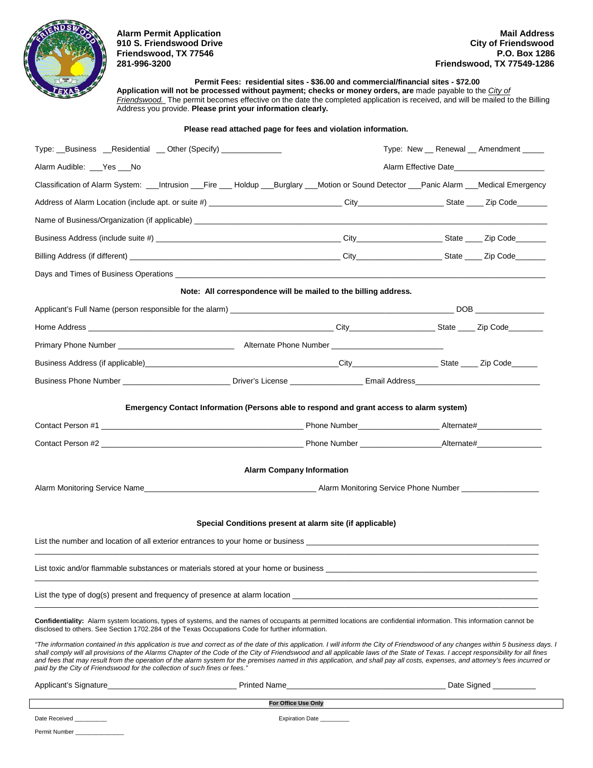**Alarm Permit Application**
**910 S. Friendswood Drive**
**Friendswood, TX 77546**
**281-996-3200**

**Mail Address**
**City of Friendswood**
**P.O. Box 1286**
**Friendswood, TX 77549-1286**

**Permit Fees: residential sites - $36.00 and commercial/financial sites - $72.00**
**Application will not be processed without payment; checks or money orders, are** made payable to the *City of Friendswood.* The permit becomes effective on the date the completed application is received, and will be mailed to the Billing Address you provide. **Please print your information clearly.**

**Please read attached page for fees and violation information.**

Type: __Business __Residential __ Other (Specify) ______________ Type: New __ Renewal __ Amendment _____

Alarm Audible: ___Yes ___No Alarm Effective Date_____________________

Classification of Alarm System: ___Intrusion ___Fire ___ Holdup ___Burglary ___Motion or Sound Detector ___Panic Alarm ___Medical Emergency

Address of Alarm Location (include apt. or suite #) ______________________________ City____________________ State ____ Zip Code_______

Name of Business/Organization (if applicable) ______________________________________________________________________________

Business Address (include suite #) ___________________________________________ City____________________ State ____ Zip Code_______

Billing Address (if different) _________________________________________________ City____________________ State ____ Zip Code_______

Days and Times of Business Operations _____________________________________________________________________________________

**Note: All correspondence will be mailed to the billing address.**

Applicant's Full Name (person responsible for the alarm) ____________________________________________________ DOB ________________

Home Address ______________________________________________________ City____________________ State ____ Zip Code________

Primary Phone Number ___________________________ Alternate Phone Number __________________________

Business Address (if applicable)_____________________________________________City____________________ State ____ Zip Code______

Business Phone Number ________________________ Driver's License ________________ Email Address_____________________________

**Emergency Contact Information (Persons able to respond and grant access to alarm system)**

Contact Person #1 _____________________________________________ Phone Number__________________ Alternate#_______________

Contact Person #2 _____________________________________________ Phone Number __________________Alternate#_______________

**Alarm Company Information**

Alarm Monitoring Service Name_______________________________________ Alarm Monitoring Service Phone Number __________________

**Special Conditions present at alarm site (if applicable)**

List the number and location of all exterior entrances to your home or business _______________________________________________________
______________________________________________________________________________________________________________

List toxic and/or flammable substances or materials stored at your home or business _________________________________________________
______________________________________________________________________________________________________________

List the type of dog(s) present and frequency of presence at alarm location __________________________________________________________
______________________________________________________________________________________________________________

**Confidentiality:** Alarm system locations, types of systems, and the names of occupants at permitted locations are confidential information. This information cannot be disclosed to others. See Section 1702.284 of the Texas Occupations Code for further information.

*"The information contained in this application is true and correct as of the date of this application. I will inform the City of Friendswood of any changes within 5 business days. I shall comply will all provisions of the Alarms Chapter of the Code of the City of Friendswood and all applicable laws of the State of Texas. I accept responsibility for all fines and fees that may result from the operation of the alarm system for the premises named in this application, and shall pay all costs, expenses, and attorney's fees incurred or paid by the City of Friendswood for the collection of such fines or fees."*

Applicant's Signature_____________________________ Printed Name____________________________________ Date Signed __________

**For Office Use Only**

Date Received __________ Expiration Date _________

Permit Number _______________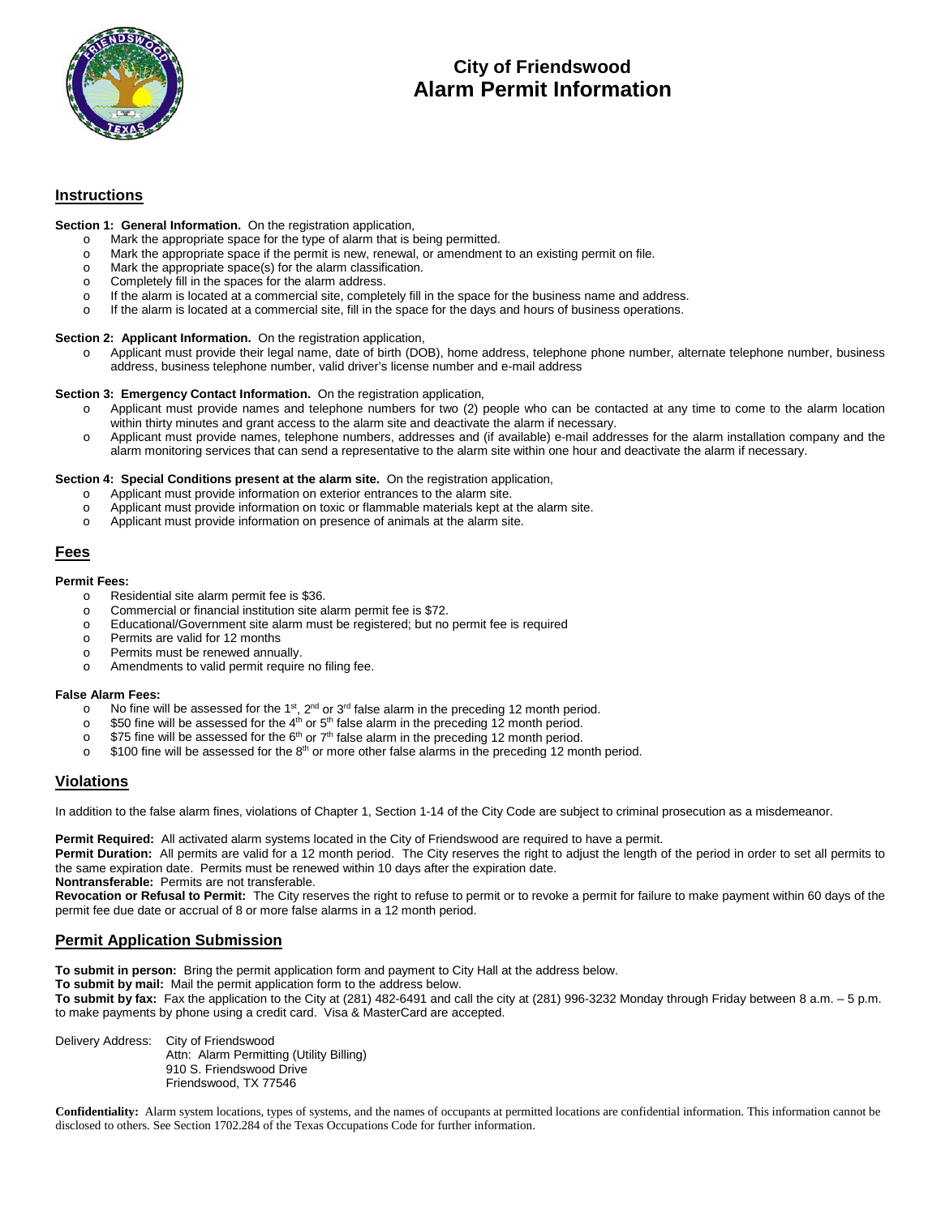# City of Friendswood
# Alarm Permit Information

## Instructions

**Section 1: General Information.** On the registration application,

- Mark the appropriate space for the type of alarm that is being permitted.
- Mark the appropriate space if the permit is new, renewal, or amendment to an existing permit on file.
- Mark the appropriate space(s) for the alarm classification.
- Completely fill in the spaces for the alarm address.
- If the alarm is located at a commercial site, completely fill in the space for the business name and address.
- If the alarm is located at a commercial site, fill in the space for the days and hours of business operations.

**Section 2: Applicant Information.** On the registration application,

- Applicant must provide their legal name, date of birth (DOB), home address, telephone phone number, alternate telephone number, business address, business telephone number, valid driver's license number and e-mail address

**Section 3: Emergency Contact Information.** On the registration application,

- Applicant must provide names and telephone numbers for two (2) people who can be contacted at any time to come to the alarm location within thirty minutes and grant access to the alarm site and deactivate the alarm if necessary.
- Applicant must provide names, telephone numbers, addresses and (if available) e-mail addresses for the alarm installation company and the alarm monitoring services that can send a representative to the alarm site within one hour and deactivate the alarm if necessary.

**Section 4: Special Conditions present at the alarm site.** On the registration application,

- Applicant must provide information on exterior entrances to the alarm site.
- Applicant must provide information on toxic or flammable materials kept at the alarm site.
- Applicant must provide information on presence of animals at the alarm site.

## Fees

**Permit Fees:**

- Residential site alarm permit fee is $36.
- Commercial or financial institution site alarm permit fee is $72.
- Educational/Government site alarm must be registered; but no permit fee is required
- Permits are valid for 12 months
- Permits must be renewed annually.
- Amendments to valid permit require no filing fee.

**False Alarm Fees:**

- No fine will be assessed for the 1st, 2nd or 3rd false alarm in the preceding 12 month period.
- $50 fine will be assessed for the 4th or 5th false alarm in the preceding 12 month period.
- $75 fine will be assessed for the 6th or 7th false alarm in the preceding 12 month period.
- $100 fine will be assessed for the 8th or more other false alarms in the preceding 12 month period.

## Violations

In addition to the false alarm fines, violations of Chapter 1, Section 1-14 of the City Code are subject to criminal prosecution as a misdemeanor.

**Permit Required:** All activated alarm systems located in the City of Friendswood are required to have a permit.
**Permit Duration:** All permits are valid for a 12 month period. The City reserves the right to adjust the length of the period in order to set all permits to the same expiration date. Permits must be renewed within 10 days after the expiration date.
**Nontransferable:** Permits are not transferable.
**Revocation or Refusal to Permit:** The City reserves the right to refuse to permit or to revoke a permit for failure to make payment within 60 days of the permit fee due date or accrual of 8 or more false alarms in a 12 month period.

## Permit Application Submission

**To submit in person:** Bring the permit application form and payment to City Hall at the address below.
**To submit by mail:** Mail the permit application form to the address below.
**To submit by fax:** Fax the application to the City at (281) 482-6491 and call the city at (281) 996-3232 Monday through Friday between 8 a.m. – 5 p.m. to make payments by phone using a credit card. Visa & MasterCard are accepted.

Delivery Address: City of Friendswood
Attn: Alarm Permitting (Utility Billing)
910 S. Friendswood Drive
Friendswood, TX 77546

**Confidentiality:** Alarm system locations, types of systems, and the names of occupants at permitted locations are confidential information. This information cannot be disclosed to others. See Section 1702.284 of the Texas Occupations Code for further information.